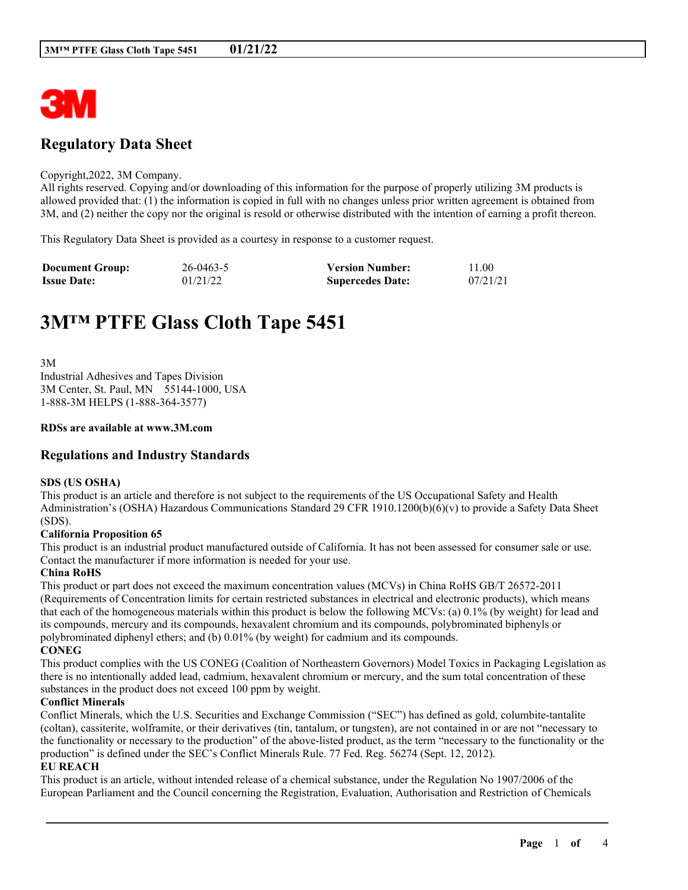# Regulatory Data Sheet

Copyright,2022, 3M Company.
All rights reserved. Copying and/or downloading of this information for the purpose of properly utilizing 3M products is allowed provided that: (1) the information is copied in full with no changes unless prior written agreement is obtained from 3M, and (2) neither the copy nor the original is resold or otherwise distributed with the intention of earning a profit thereon.

This Regulatory Data Sheet is provided as a courtesy in response to a customer request.

| **Document Group:** | 26-0463-5 | **Version Number:** | 11.00 |
|---|---|---|---|
| **Issue Date:** | 01/21/22 | **Supercedes Date:** | 07/21/21 |

# 3M™ PTFE Glass Cloth Tape 5451

3M
Industrial Adhesives and Tapes Division
3M Center, St. Paul, MN 55144-1000, USA
1-888-3M HELPS (1-888-364-3577)

**RDSs are available at www.3M.com**

## Regulations and Industry Standards

**SDS (US OSHA)**
This product is an article and therefore is not subject to the requirements of the US Occupational Safety and Health Administration's (OSHA) Hazardous Communications Standard 29 CFR 1910.1200(b)(6)(v) to provide a Safety Data Sheet (SDS).

**California Proposition 65**
This product is an industrial product manufactured outside of California. It has not been assessed for consumer sale or use. Contact the manufacturer if more information is needed for your use.

**China RoHS**
This product or part does not exceed the maximum concentration values (MCVs) in China RoHS GB/T 26572-2011 (Requirements of Concentration limits for certain restricted substances in electrical and electronic products), which means that each of the homogeneous materials within this product is below the following MCVs: (a) 0.1% (by weight) for lead and its compounds, mercury and its compounds, hexavalent chromium and its compounds, polybrominated biphenyls or polybrominated diphenyl ethers; and (b) 0.01% (by weight) for cadmium and its compounds.

**CONEG**
This product complies with the US CONEG (Coalition of Northeastern Governors) Model Toxics in Packaging Legislation as there is no intentionally added lead, cadmium, hexavalent chromium or mercury, and the sum total concentration of these substances in the product does not exceed 100 ppm by weight.

**Conflict Minerals**
Conflict Minerals, which the U.S. Securities and Exchange Commission ("SEC") has defined as gold, columbite-tantalite (coltan), cassiterite, wolframite, or their derivatives (tin, tantalum, or tungsten), are not contained in or are not "necessary to the functionality or necessary to the production" of the above-listed product, as the term "necessary to the functionality or the production" is defined under the SEC's Conflict Minerals Rule. 77 Fed. Reg. 56274 (Sept. 12, 2012).

**EU REACH**
This product is an article, without intended release of a chemical substance, under the Regulation No 1907/2006 of the European Parliament and the Council concerning the Registration, Evaluation, Authorisation and Restriction of Chemicals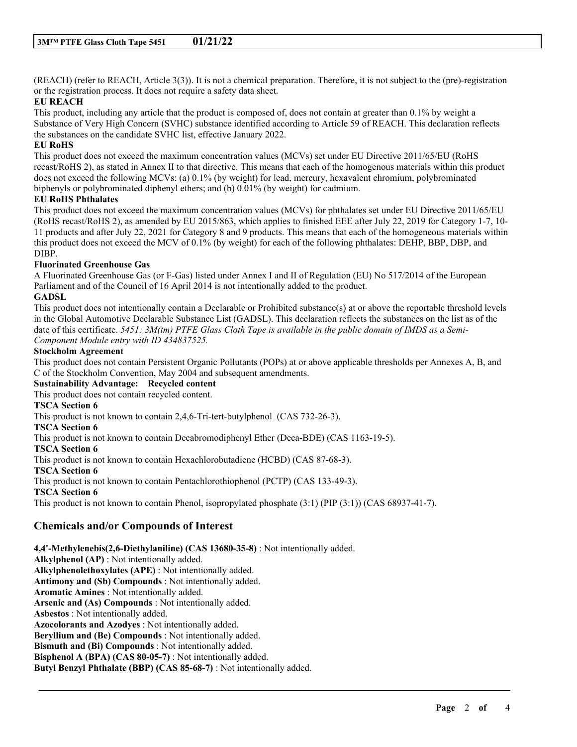(REACH) (refer to REACH, Article 3(3)). It is not a chemical preparation. Therefore, it is not subject to the (pre)-registration or the registration process. It does not require a safety data sheet.

**EU REACH**

This product, including any article that the product is composed of, does not contain at greater than 0.1% by weight a Substance of Very High Concern (SVHC) substance identified according to Article 59 of REACH. This declaration reflects the substances on the candidate SVHC list, effective January 2022.

**EU RoHS**

This product does not exceed the maximum concentration values (MCVs) set under EU Directive 2011/65/EU (RoHS recast/RoHS 2), as stated in Annex II to that directive. This means that each of the homogenous materials within this product does not exceed the following MCVs: (a) 0.1% (by weight) for lead, mercury, hexavalent chromium, polybrominated biphenyls or polybrominated diphenyl ethers; and (b) 0.01% (by weight) for cadmium.

**EU RoHS Phthalates**

This product does not exceed the maximum concentration values (MCVs) for phthalates set under EU Directive 2011/65/EU (RoHS recast/RoHS 2), as amended by EU 2015/863, which applies to finished EEE after July 22, 2019 for Category 1-7, 10-11 products and after July 22, 2021 for Category 8 and 9 products. This means that each of the homogeneous materials within this product does not exceed the MCV of 0.1% (by weight) for each of the following phthalates: DEHP, BBP, DBP, and DIBP.

**Fluorinated Greenhouse Gas**

A Fluorinated Greenhouse Gas (or F-Gas) listed under Annex I and II of Regulation (EU) No 517/2014 of the European Parliament and of the Council of 16 April 2014 is not intentionally added to the product.

**GADSL**

This product does not intentionally contain a Declarable or Prohibited substance(s) at or above the reportable threshold levels in the Global Automotive Declarable Substance List (GADSL). This declaration reflects the substances on the list as of the date of this certificate. *5451: 3M(tm) PTFE Glass Cloth Tape is available in the public domain of IMDS as a Semi-Component Module entry with ID 434837525.*

**Stockholm Agreement**

This product does not contain Persistent Organic Pollutants (POPs) at or above applicable thresholds per Annexes A, B, and C of the Stockholm Convention, May 2004 and subsequent amendments.

**Sustainability Advantage: Recycled content**

This product does not contain recycled content.

**TSCA Section 6**

This product is not known to contain 2,4,6-Tri-tert-butylphenol (CAS 732-26-3).

**TSCA Section 6**

This product is not known to contain Decabromodiphenyl Ether (Deca-BDE) (CAS 1163-19-5).

**TSCA Section 6**

This product is not known to contain Hexachlorobutadiene (HCBD) (CAS 87-68-3).

**TSCA Section 6**

This product is not known to contain Pentachlorothiophenol (PCTP) (CAS 133-49-3).

**TSCA Section 6**

This product is not known to contain Phenol, isopropylated phosphate (3:1) (PIP (3:1)) (CAS 68937-41-7).

## Chemicals and/or Compounds of Interest

**4,4'-Methylenebis(2,6-Diethylaniline) (CAS 13680-35-8)** : Not intentionally added.
**Alkylphenol (AP)** : Not intentionally added.
**Alkylphenolethoxylates (APE)** : Not intentionally added.
**Antimony and (Sb) Compounds** : Not intentionally added.
**Aromatic Amines** : Not intentionally added.
**Arsenic and (As) Compounds** : Not intentionally added.
**Asbestos** : Not intentionally added.
**Azocolorants and Azodyes** : Not intentionally added.
**Beryllium and (Be) Compounds** : Not intentionally added.
**Bismuth and (Bi) Compounds** : Not intentionally added.
**Bisphenol A (BPA) (CAS 80-05-7)** : Not intentionally added.
**Butyl Benzyl Phthalate (BBP) (CAS 85-68-7)** : Not intentionally added.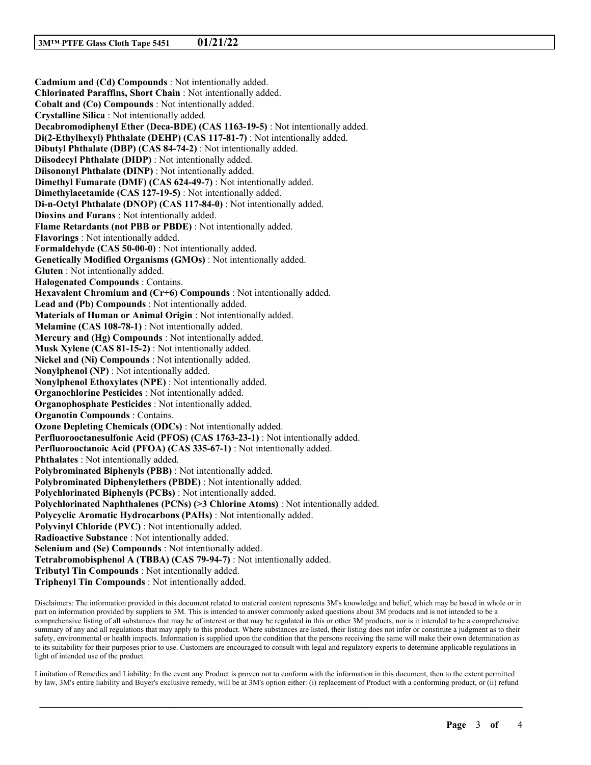**Cadmium and (Cd) Compounds** : Not intentionally added.
**Chlorinated Paraffins, Short Chain** : Not intentionally added.
**Cobalt and (Co) Compounds** : Not intentionally added.
**Crystalline Silica** : Not intentionally added.
**Decabromodiphenyl Ether (Deca-BDE) (CAS 1163-19-5)** : Not intentionally added.
**Di(2-Ethylhexyl) Phthalate (DEHP) (CAS 117-81-7)** : Not intentionally added.
**Dibutyl Phthalate (DBP) (CAS 84-74-2)** : Not intentionally added.
**Diisodecyl Phthalate (DIDP)** : Not intentionally added.
**Diisononyl Phthalate (DINP)** : Not intentionally added.
**Dimethyl Fumarate (DMF) (CAS 624-49-7)** : Not intentionally added.
**Dimethylacetamide (CAS 127-19-5)** : Not intentionally added.
**Di-n-Octyl Phthalate (DNOP) (CAS 117-84-0)** : Not intentionally added.
**Dioxins and Furans** : Not intentionally added.
**Flame Retardants (not PBB or PBDE)** : Not intentionally added.
**Flavorings** : Not intentionally added.
**Formaldehyde (CAS 50-00-0)** : Not intentionally added.
**Genetically Modified Organisms (GMOs)** : Not intentionally added.
**Gluten** : Not intentionally added.
**Halogenated Compounds** : Contains.
**Hexavalent Chromium and (Cr+6) Compounds** : Not intentionally added.
**Lead and (Pb) Compounds** : Not intentionally added.
**Materials of Human or Animal Origin** : Not intentionally added.
**Melamine (CAS 108-78-1)** : Not intentionally added.
**Mercury and (Hg) Compounds** : Not intentionally added.
**Musk Xylene (CAS 81-15-2)** : Not intentionally added.
**Nickel and (Ni) Compounds** : Not intentionally added.
**Nonylphenol (NP)** : Not intentionally added.
**Nonylphenol Ethoxylates (NPE)** : Not intentionally added.
**Organochlorine Pesticides** : Not intentionally added.
**Organophosphate Pesticides** : Not intentionally added.
**Organotin Compounds** : Contains.
**Ozone Depleting Chemicals (ODCs)** : Not intentionally added.
**Perfluorooctanesulfonic Acid (PFOS) (CAS 1763-23-1)** : Not intentionally added.
**Perfluorooctanoic Acid (PFOA) (CAS 335-67-1)** : Not intentionally added.
**Phthalates** : Not intentionally added.
**Polybrominated Biphenyls (PBB)** : Not intentionally added.
**Polybrominated Diphenylethers (PBDE)** : Not intentionally added.
**Polychlorinated Biphenyls (PCBs)** : Not intentionally added.
**Polychlorinated Naphthalenes (PCNs) (>3 Chlorine Atoms)** : Not intentionally added.
**Polycyclic Aromatic Hydrocarbons (PAHs)** : Not intentionally added.
**Polyvinyl Chloride (PVC)** : Not intentionally added.
**Radioactive Substance** : Not intentionally added.
**Selenium and (Se) Compounds** : Not intentionally added.
**Tetrabromobisphenol A (TBBA) (CAS 79-94-7)** : Not intentionally added.
**Tributyl Tin Compounds** : Not intentionally added.
**Triphenyl Tin Compounds** : Not intentionally added.

Disclaimers: The information provided in this document related to material content represents 3M's knowledge and belief, which may be based in whole or in part on information provided by suppliers to 3M. This is intended to answer commonly asked questions about 3M products and is not intended to be a comprehensive listing of all substances that may be of interest or that may be regulated in this or other 3M products, nor is it intended to be a comprehensive summary of any and all regulations that may apply to this product. Where substances are listed, their listing does not infer or constitute a judgment as to their safety, environmental or health impacts. Information is supplied upon the condition that the persons receiving the same will make their own determination as to its suitability for their purposes prior to use. Customers are encouraged to consult with legal and regulatory experts to determine applicable regulations in light of intended use of the product.

Limitation of Remedies and Liability: In the event any Product is proven not to conform with the information in this document, then to the extent permitted by law, 3M's entire liability and Buyer's exclusive remedy, will be at 3M's option either: (i) replacement of Product with a conforming product, or (ii) refund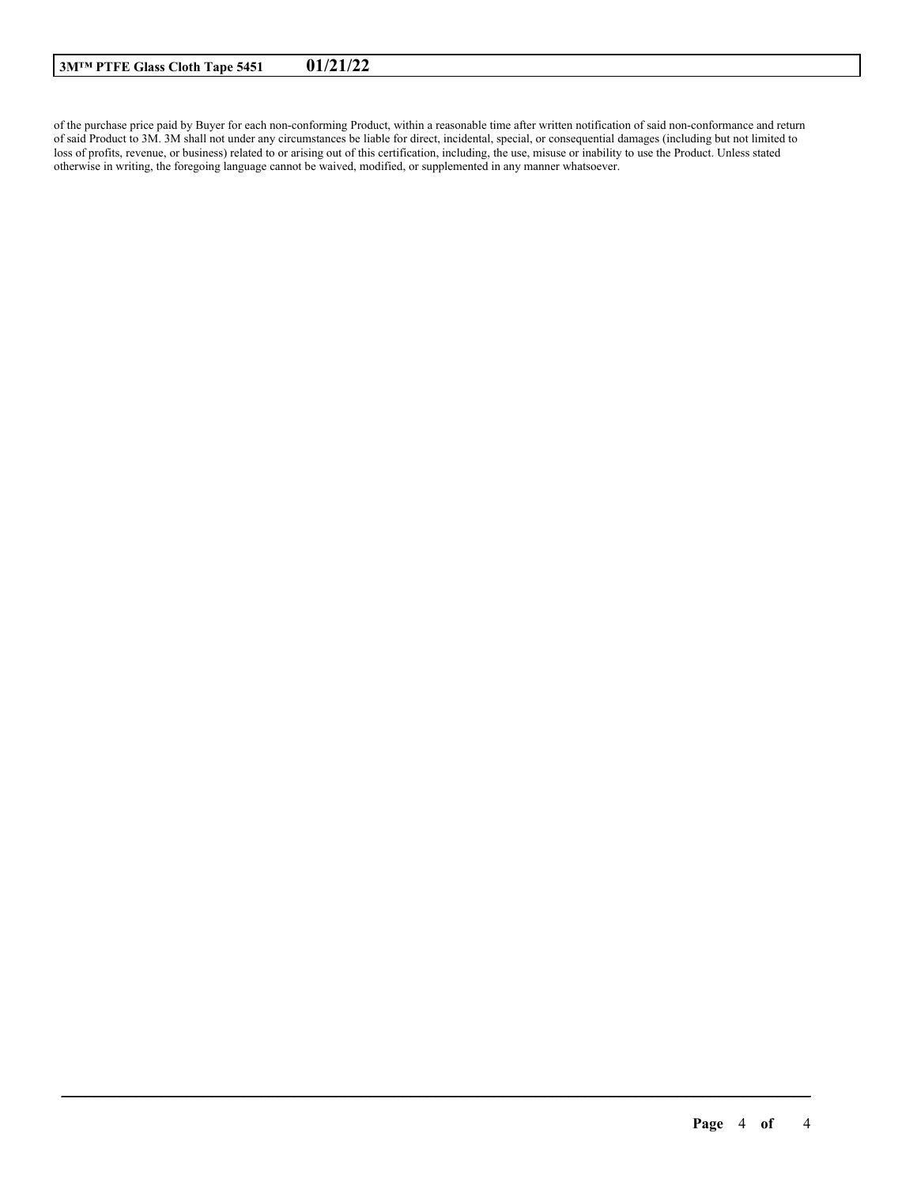of the purchase price paid by Buyer for each non-conforming Product, within a reasonable time after written notification of said non-conformance and return of said Product to 3M. 3M shall not under any circumstances be liable for direct, incidental, special, or consequential damages (including but not limited to loss of profits, revenue, or business) related to or arising out of this certification, including, the use, misuse or inability to use the Product. Unless stated otherwise in writing, the foregoing language cannot be waived, modified, or supplemented in any manner whatsoever.